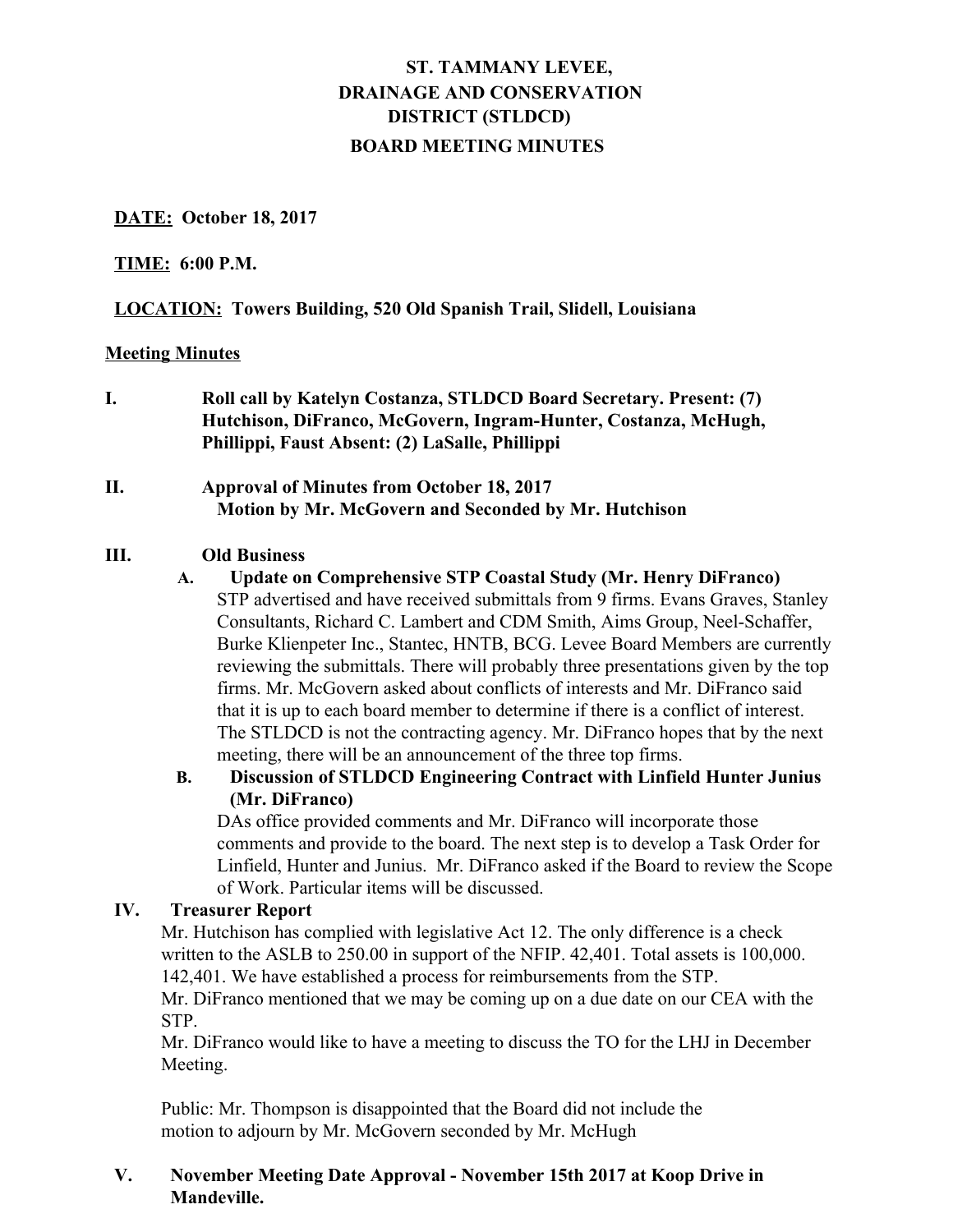# ST. TAMMANY LEVEE,
# DRAINAGE AND CONSERVATION
# DISTRICT (STLDCD)

## BOARD MEETING MINUTES

**DATE: October 18, 2017**

**TIME: 6:00 P.M.**

**LOCATION: Towers Building, 520 Old Spanish Trail, Slidell, Louisiana**

**Meeting Minutes**

**I. Roll call by Katelyn Costanza, STLDCD Board Secretary. Present: (7) Hutchison, DiFranco, McGovern, Ingram-Hunter, Costanza, McHugh, Phillippi, Faust Absent: (2) LaSalle, Phillippi**

**II. Approval of Minutes from October 18, 2017**
**Motion by Mr. McGovern and Seconded by Mr. Hutchison**

**III. Old Business**

**A. Update on Comprehensive STP Coastal Study (Mr. Henry DiFranco)**

STP advertised and have received submittals from 9 firms. Evans Graves, Stanley Consultants, Richard C. Lambert and CDM Smith, Aims Group, Neel-Schaffer, Burke Klienpeter Inc., Stantec, HNTB, BCG. Levee Board Members are currently reviewing the submittals. There will probably three presentations given by the top firms. Mr. McGovern asked about conflicts of interests and Mr. DiFranco said that it is up to each board member to determine if there is a conflict of interest. The STLDCD is not the contracting agency. Mr. DiFranco hopes that by the next meeting, there will be an announcement of the three top firms.

**B. Discussion of STLDCD Engineering Contract with Linfield Hunter Junius (Mr. DiFranco)**

DAs office provided comments and Mr. DiFranco will incorporate those comments and provide to the board. The next step is to develop a Task Order for Linfield, Hunter and Junius. Mr. DiFranco asked if the Board to review the Scope of Work. Particular items will be discussed.

**IV. Treasurer Report**

Mr. Hutchison has complied with legislative Act 12. The only difference is a check written to the ASLB to 250.00 in support of the NFIP. 42,401. Total assets is 100,000. 142,401. We have established a process for reimbursements from the STP.
Mr. DiFranco mentioned that we may be coming up on a due date on our CEA with the STP.
Mr. DiFranco would like to have a meeting to discuss the TO for the LHJ in December Meeting.

Public: Mr. Thompson is disappointed that the Board did not include the motion to adjourn by Mr. McGovern seconded by Mr. McHugh

**V. November Meeting Date Approval - November 15th 2017 at Koop Drive in Mandeville.**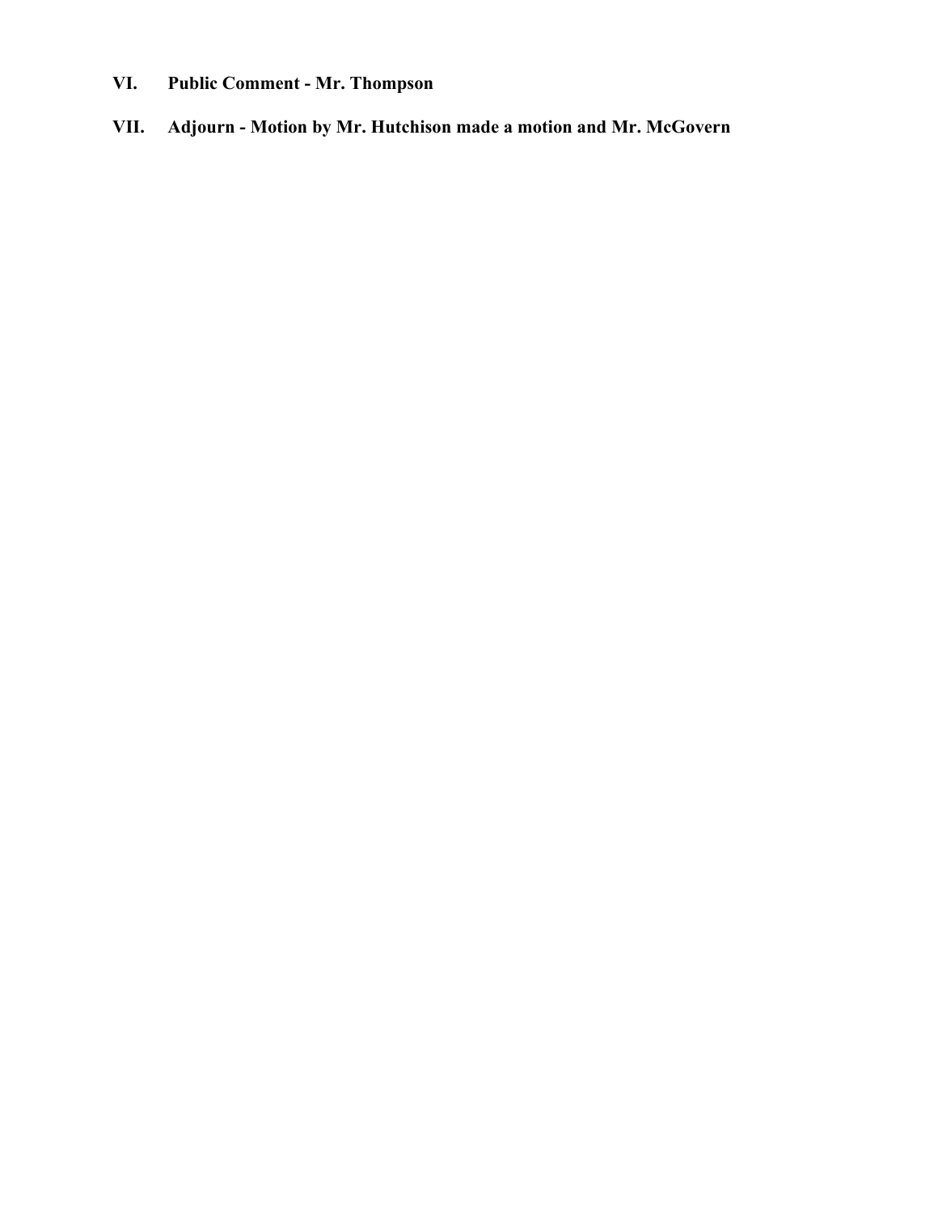**VI. Public Comment - Mr. Thompson**

**VII. Adjourn - Motion by Mr. Hutchison made a motion and Mr. McGovern**